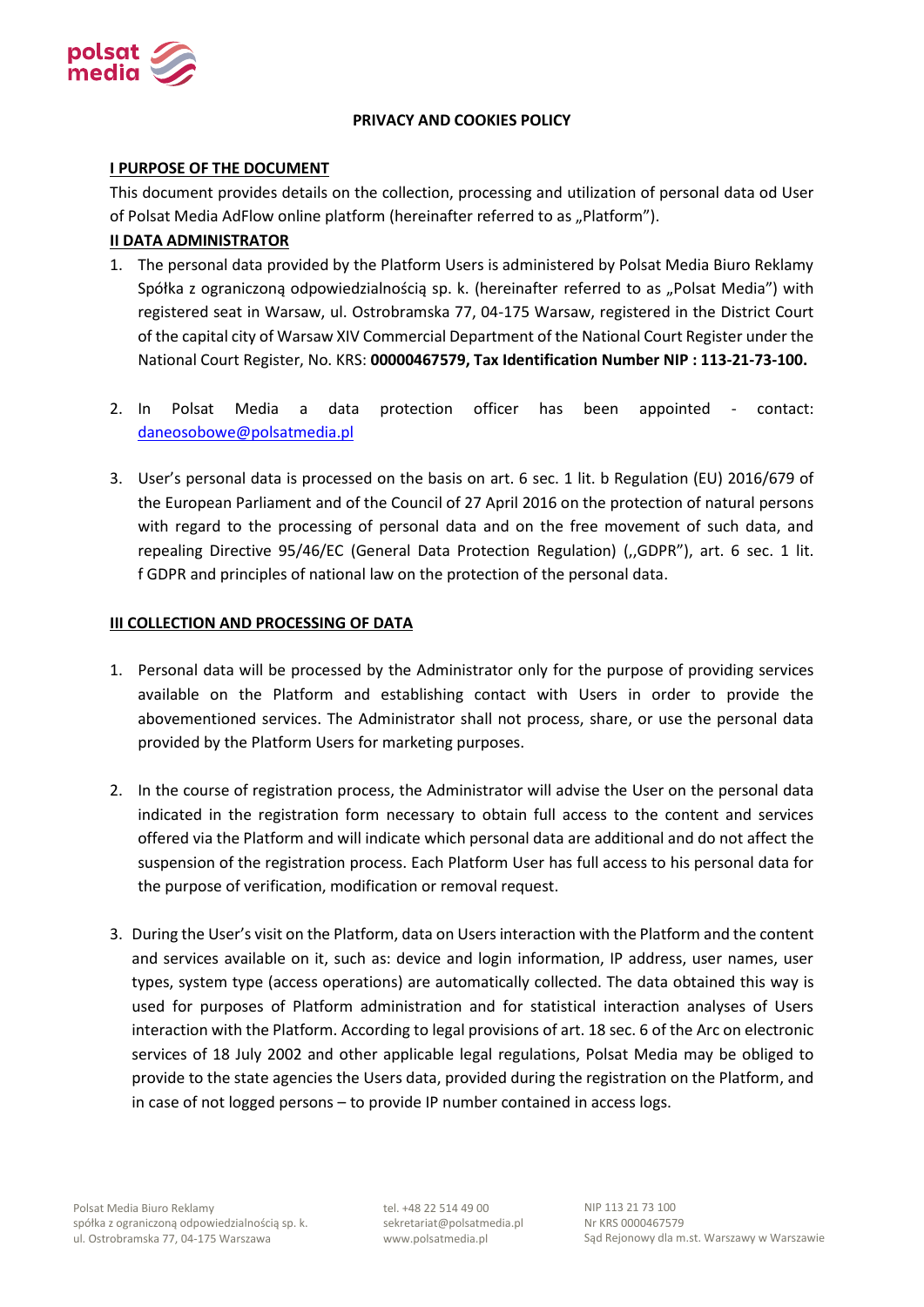# PRIVACY AND COOKIES POLICY

## I PURPOSE OF THE DOCUMENT

This document provides details on the collection, processing and utilization of personal data od User of Polsat Media AdFlow online platform (hereinafter referred to as „Platform").

## II DATA ADMINISTRATOR

1. The personal data provided by the Platform Users is administered by Polsat Media Biuro Reklamy Spółka z ograniczoną odpowiedzialnością sp. k. (hereinafter referred to as „Polsat Media") with registered seat in Warsaw, ul. Ostrobramska 77, 04-175 Warsaw, registered in the District Court of the capital city of Warsaw XIV Commercial Department of the National Court Register under the National Court Register, No. KRS: **00000467579, Tax Identification Number NIP : 113-21-73-100.**

2. In Polsat Media a data protection officer has been appointed - contact: daneosobowe@polsatmedia.pl

3. User's personal data is processed on the basis on art. 6 sec. 1 lit. b Regulation (EU) 2016/679 of the European Parliament and of the Council of 27 April 2016 on the protection of natural persons with regard to the processing of personal data and on the free movement of such data, and repealing Directive 95/46/EC (General Data Protection Regulation) (,,GDPR"), art. 6 sec. 1 lit. f GDPR and principles of national law on the protection of the personal data.

## III COLLECTION AND PROCESSING OF DATA

1. Personal data will be processed by the Administrator only for the purpose of providing services available on the Platform and establishing contact with Users in order to provide the abovementioned services. The Administrator shall not process, share, or use the personal data provided by the Platform Users for marketing purposes.

2. In the course of registration process, the Administrator will advise the User on the personal data indicated in the registration form necessary to obtain full access to the content and services offered via the Platform and will indicate which personal data are additional and do not affect the suspension of the registration process. Each Platform User has full access to his personal data for the purpose of verification, modification or removal request.

3. During the User's visit on the Platform, data on Users interaction with the Platform and the content and services available on it, such as: device and login information, IP address, user names, user types, system type (access operations) are automatically collected. The data obtained this way is used for purposes of Platform administration and for statistical interaction analyses of Users interaction with the Platform. According to legal provisions of art. 18 sec. 6 of the Arc on electronic services of 18 July 2002 and other applicable legal regulations, Polsat Media may be obliged to provide to the state agencies the Users data, provided during the registration on the Platform, and in case of not logged persons – to provide IP number contained in access logs.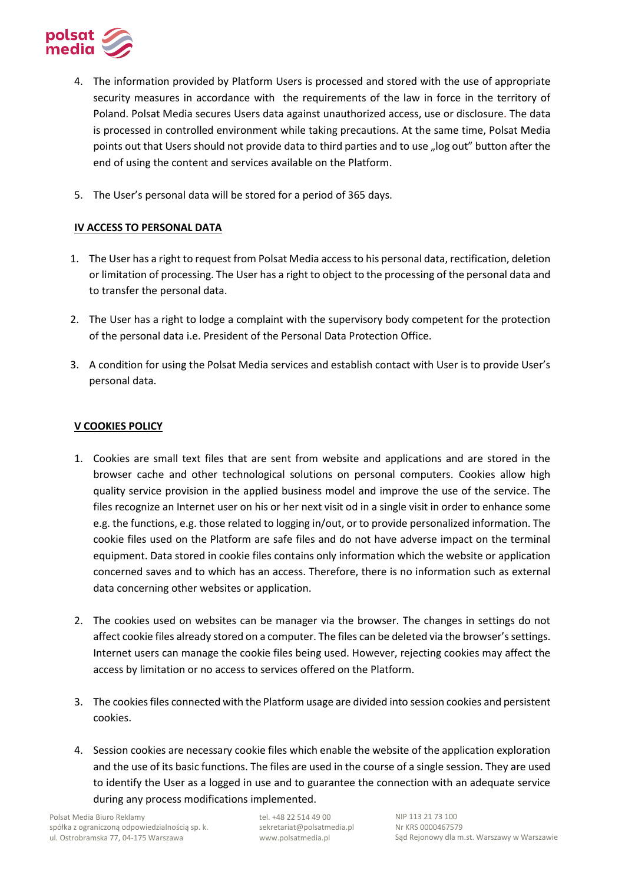4. The information provided by Platform Users is processed and stored with the use of appropriate security measures in accordance with the requirements of the law in force in the territory of Poland. Polsat Media secures Users data against unauthorized access, use or disclosure. The data is processed in controlled environment while taking precautions. At the same time, Polsat Media points out that Users should not provide data to third parties and to use „log out" button after the end of using the content and services available on the Platform.

5. The User's personal data will be stored for a period of 365 days.

## IV ACCESS TO PERSONAL DATA

1. The User has a right to request from Polsat Media access to his personal data, rectification, deletion or limitation of processing. The User has a right to object to the processing of the personal data and to transfer the personal data.

2. The User has a right to lodge a complaint with the supervisory body competent for the protection of the personal data i.e. President of the Personal Data Protection Office.

3. A condition for using the Polsat Media services and establish contact with User is to provide User's personal data.

## V COOKIES POLICY

1. Cookies are small text files that are sent from website and applications and are stored in the browser cache and other technological solutions on personal computers. Cookies allow high quality service provision in the applied business model and improve the use of the service. The files recognize an Internet user on his or her next visit od in a single visit in order to enhance some e.g. the functions, e.g. those related to logging in/out, or to provide personalized information. The cookie files used on the Platform are safe files and do not have adverse impact on the terminal equipment. Data stored in cookie files contains only information which the website or application concerned saves and to which has an access. Therefore, there is no information such as external data concerning other websites or application.

2. The cookies used on websites can be manager via the browser. The changes in settings do not affect cookie files already stored on a computer. The files can be deleted via the browser's settings. Internet users can manage the cookie files being used. However, rejecting cookies may affect the access by limitation or no access to services offered on the Platform.

3. The cookies files connected with the Platform usage are divided into session cookies and persistent cookies.

4. Session cookies are necessary cookie files which enable the website of the application exploration and the use of its basic functions. The files are used in the course of a single session. They are used to identify the User as a logged in use and to guarantee the connection with an adequate service during any process modifications implemented.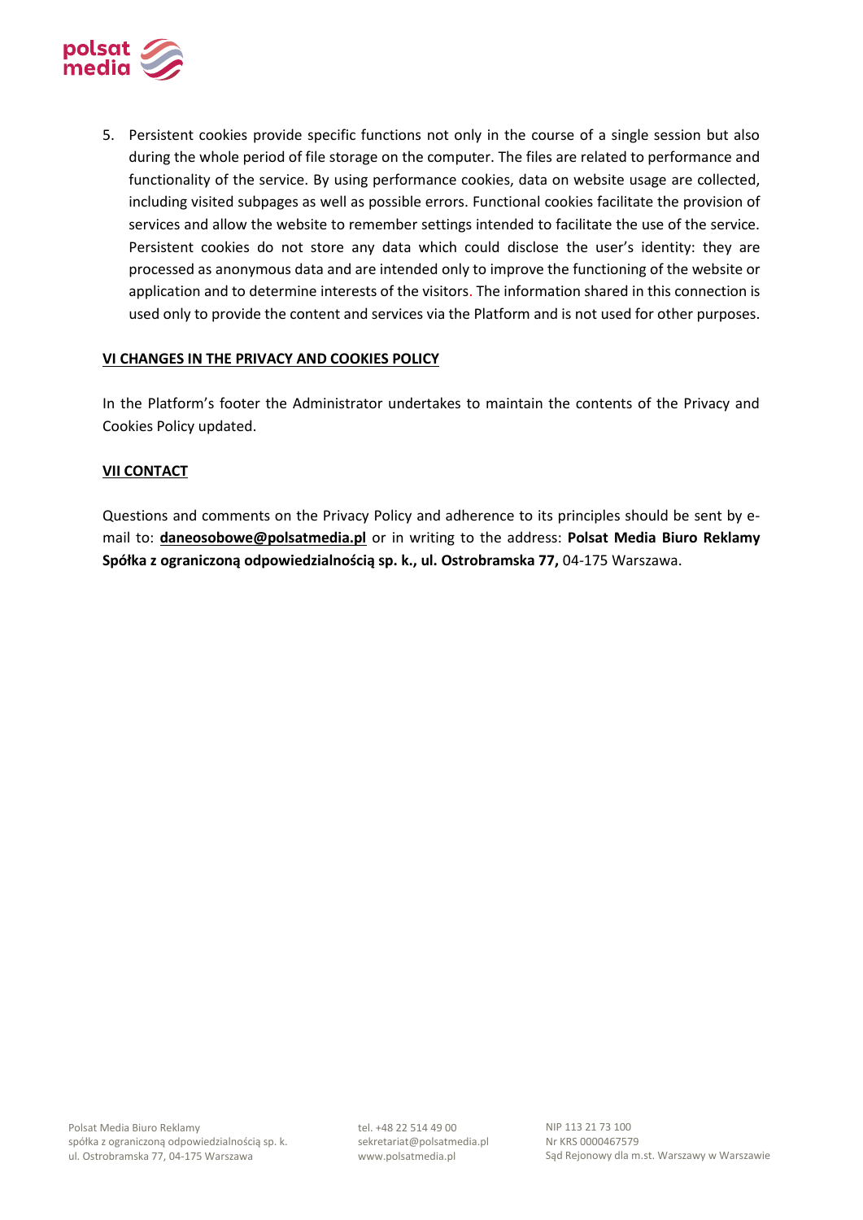5. Persistent cookies provide specific functions not only in the course of a single session but also during the whole period of file storage on the computer. The files are related to performance and functionality of the service. By using performance cookies, data on website usage are collected, including visited subpages as well as possible errors. Functional cookies facilitate the provision of services and allow the website to remember settings intended to facilitate the use of the service. Persistent cookies do not store any data which could disclose the user's identity: they are processed as anonymous data and are intended only to improve the functioning of the website or application and to determine interests of the visitors. The information shared in this connection is used only to provide the content and services via the Platform and is not used for other purposes.

## VI CHANGES IN THE PRIVACY AND COOKIES POLICY

In the Platform's footer the Administrator undertakes to maintain the contents of the Privacy and Cookies Policy updated.

## VII CONTACT

Questions and comments on the Privacy Policy and adherence to its principles should be sent by e-mail to: **daneosobowe@polsatmedia.pl** or in writing to the address: **Polsat Media Biuro Reklamy Spółka z ograniczoną odpowiedzialnością sp. k., ul. Ostrobramska 77,** 04-175 Warszawa.